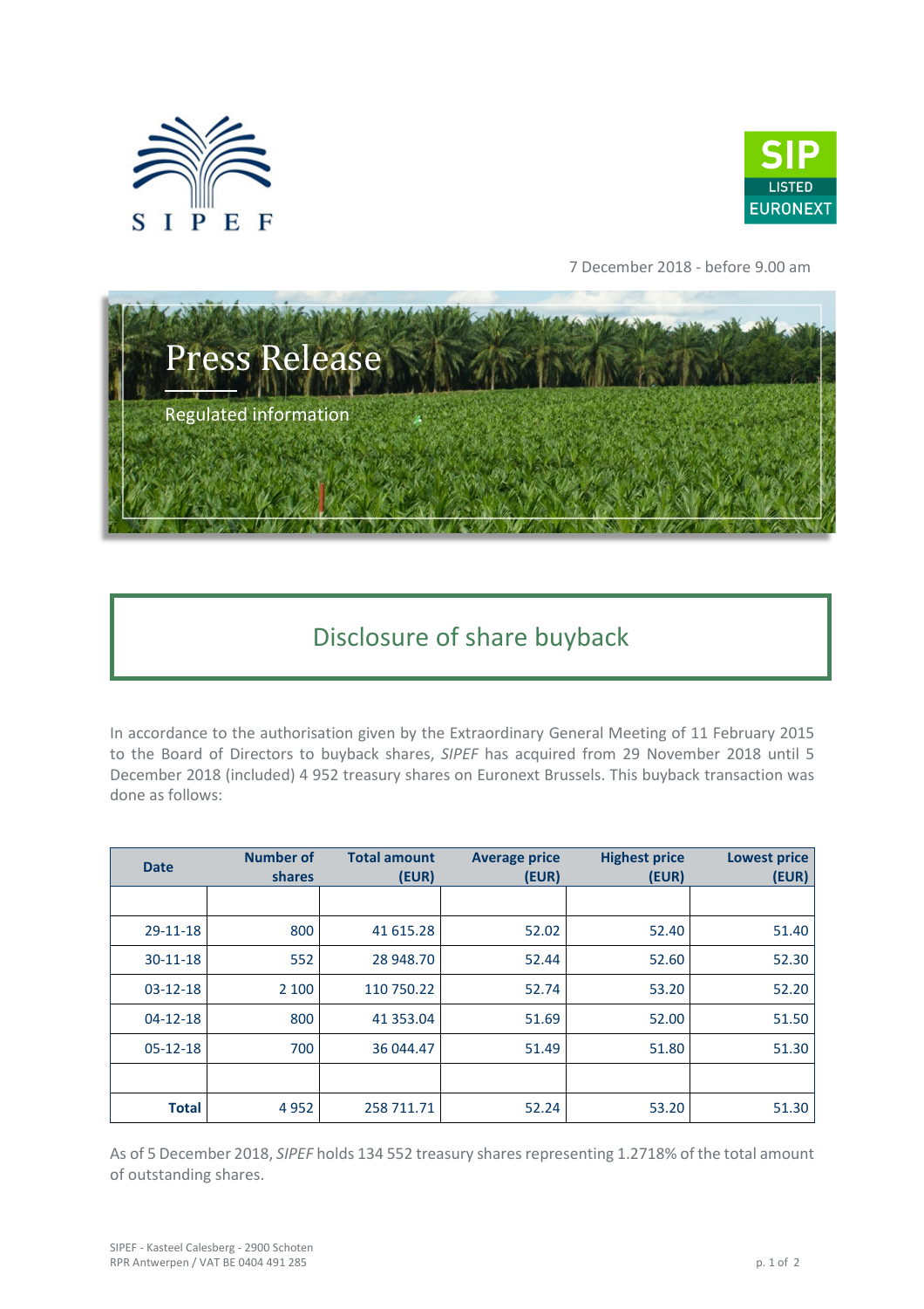SIPEF

SIP LISTED EURONEXT

7 December 2018 - before 9.00 am

# Press Release

Regulated information

## Disclosure of share buyback

In accordance to the authorisation given by the Extraordinary General Meeting of 11 February 2015 to the Board of Directors to buyback shares, *SIPEF* has acquired from 29 November 2018 until 5 December 2018 (included) 4 952 treasury shares on Euronext Brussels. This buyback transaction was done as follows:

| Date | Number of shares | Total amount (EUR) | Average price (EUR) | Highest price (EUR) | Lowest price (EUR) |
|---|---|---|---|---|---|
| | | | | | |
| 29-11-18 | 800 | 41 615.28 | 52.02 | 52.40 | 51.40 |
| 30-11-18 | 552 | 28 948.70 | 52.44 | 52.60 | 52.30 |
| 03-12-18 | 2 100 | 110 750.22 | 52.74 | 53.20 | 52.20 |
| 04-12-18 | 800 | 41 353.04 | 51.69 | 52.00 | 51.50 |
| 05-12-18 | 700 | 36 044.47 | 51.49 | 51.80 | 51.30 |
| | | | | | |
| **Total** | 4 952 | 258 711.71 | 52.24 | 53.20 | 51.30 |

As of 5 December 2018, *SIPEF* holds 134 552 treasury shares representing 1.2718% of the total amount of outstanding shares.

SIPEF - Kasteel Calesberg - 2900 Schoten
RPR Antwerpen / VAT BE 0404 491 285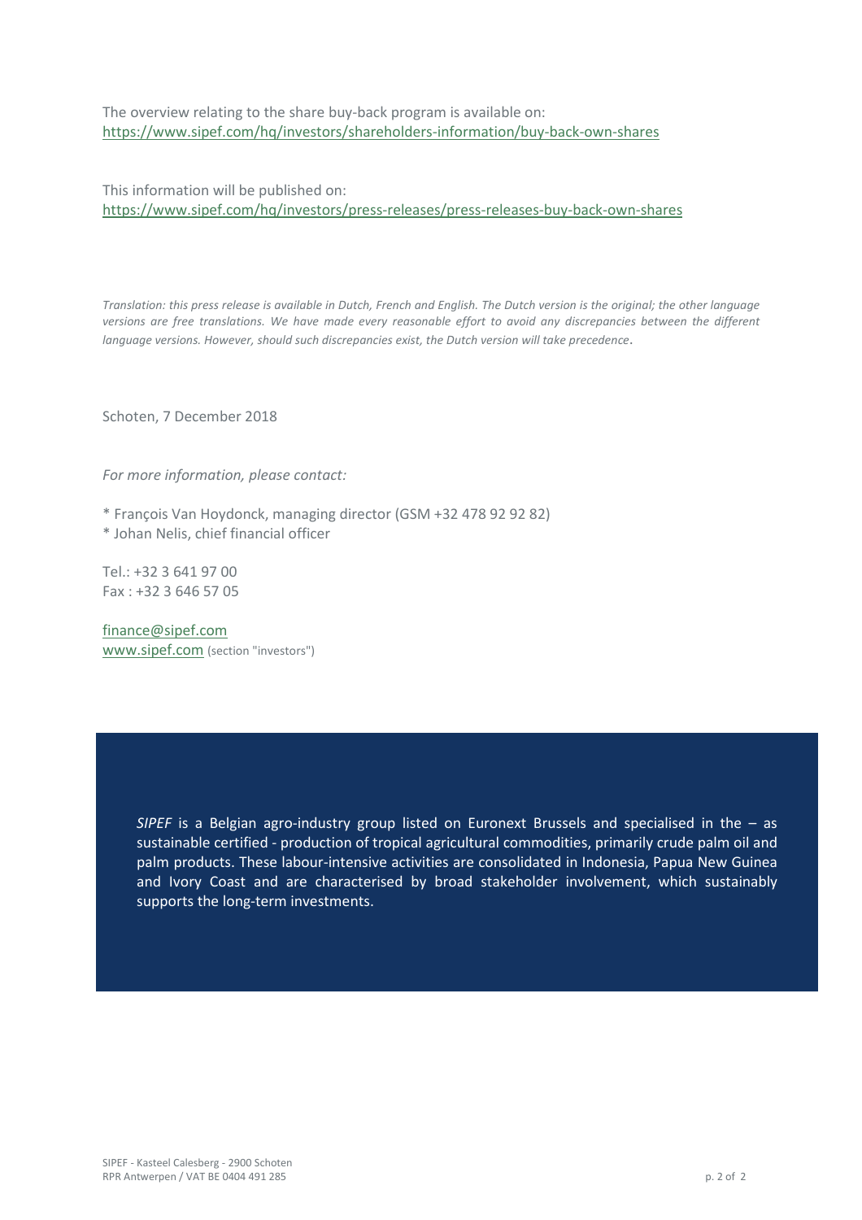The overview relating to the share buy-back program is available on:
https://www.sipef.com/hq/investors/shareholders-information/buy-back-own-shares

This information will be published on:
https://www.sipef.com/hq/investors/press-releases/press-releases-buy-back-own-shares

*Translation: this press release is available in Dutch, French and English. The Dutch version is the original; the other language versions are free translations. We have made every reasonable effort to avoid any discrepancies between the different language versions. However, should such discrepancies exist, the Dutch version will take precedence.*

Schoten, 7 December 2018

*For more information, please contact:*

* François Van Hoydonck, managing director (GSM +32 478 92 92 82)
* Johan Nelis, chief financial officer

Tel.: +32 3 641 97 00
Fax : +32 3 646 57 05

finance@sipef.com
www.sipef.com (section "investors")

*SIPEF* is a Belgian agro-industry group listed on Euronext Brussels and specialised in the – as sustainable certified - production of tropical agricultural commodities, primarily crude palm oil and palm products. These labour-intensive activities are consolidated in Indonesia, Papua New Guinea and Ivory Coast and are characterised by broad stakeholder involvement, which sustainably supports the long-term investments.

SIPEF - Kasteel Calesberg - 2900 Schoten
RPR Antwerpen / VAT BE 0404 491 285